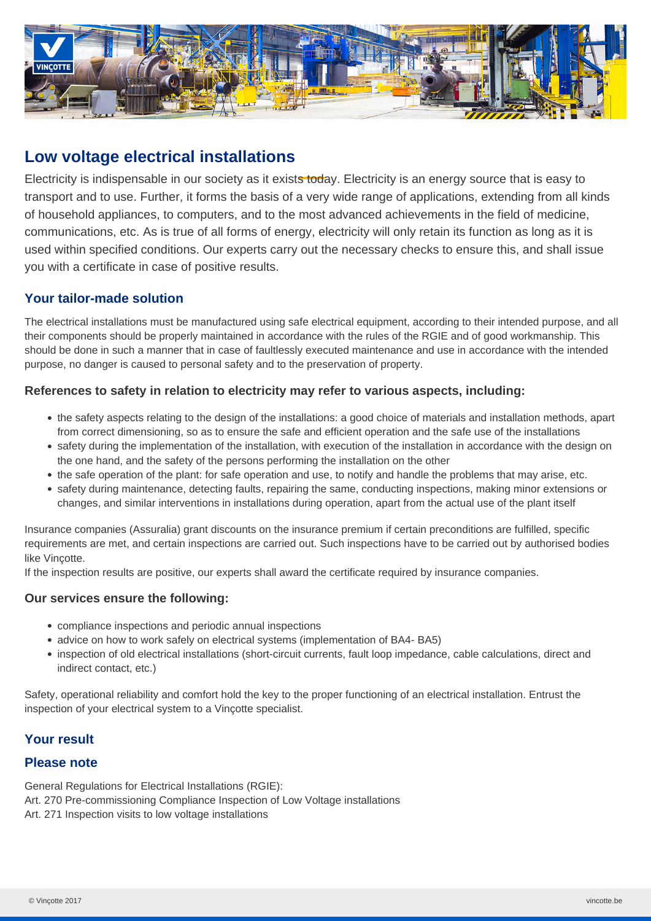# Low voltage electrical installations

Electricity is indispensable in our society as it exists today. Electricity is an energy source that is easy to transport and to use. Further, it forms the basis of a very wide range of applications, extending from all kinds of household appliances, to computers, and to the most advanced achievements in the field of medicine, communications, etc. As is true of all forms of energy, electricity will only retain its function as long as it is used within specified conditions. Our experts carry out the necessary checks to ensure this, and shall issue you with a certificate in case of positive results.

## Your tailor-made solution

The electrical installations must be manufactured using safe electrical equipment, according to their intended purpose, and all their components should be properly maintained in accordance with the rules of the RGIE and of good workmanship. This should be done in such a manner that in case of faultlessly executed maintenance and use in accordance with the intended purpose, no danger is caused to personal safety and to the preservation of property.

### References to safety in relation to electricity may refer to various aspects, including:

- the safety aspects relating to the design of the installations: a good choice of materials and installation methods, apart from correct dimensioning, so as to ensure the safe and efficient operation and the safe use of the installations
- safety during the implementation of the installation, with execution of the installation in accordance with the design on the one hand, and the safety of the persons performing the installation on the other
- the safe operation of the plant: for safe operation and use, to notify and handle the problems that may arise, etc.
- safety during maintenance, detecting faults, repairing the same, conducting inspections, making minor extensions or changes, and similar interventions in installations during operation, apart from the actual use of the plant itself

Insurance companies (Assuralia) grant discounts on the insurance premium if certain preconditions are fulfilled, specific requirements are met, and certain inspections are carried out. Such inspections have to be carried out by authorised bodies like Vinçotte.
If the inspection results are positive, our experts shall award the certificate required by insurance companies.

### Our services ensure the following:

- compliance inspections and periodic annual inspections
- advice on how to work safely on electrical systems (implementation of BA4- BA5)
- inspection of old electrical installations (short-circuit currents, fault loop impedance, cable calculations, direct and indirect contact, etc.)

Safety, operational reliability and comfort hold the key to the proper functioning of an electrical installation. Entrust the inspection of your electrical system to a Vinçotte specialist.

## Your result

## Please note

General Regulations for Electrical Installations (RGIE):
Art. 270 Pre-commissioning Compliance Inspection of Low Voltage installations
Art. 271 Inspection visits to low voltage installations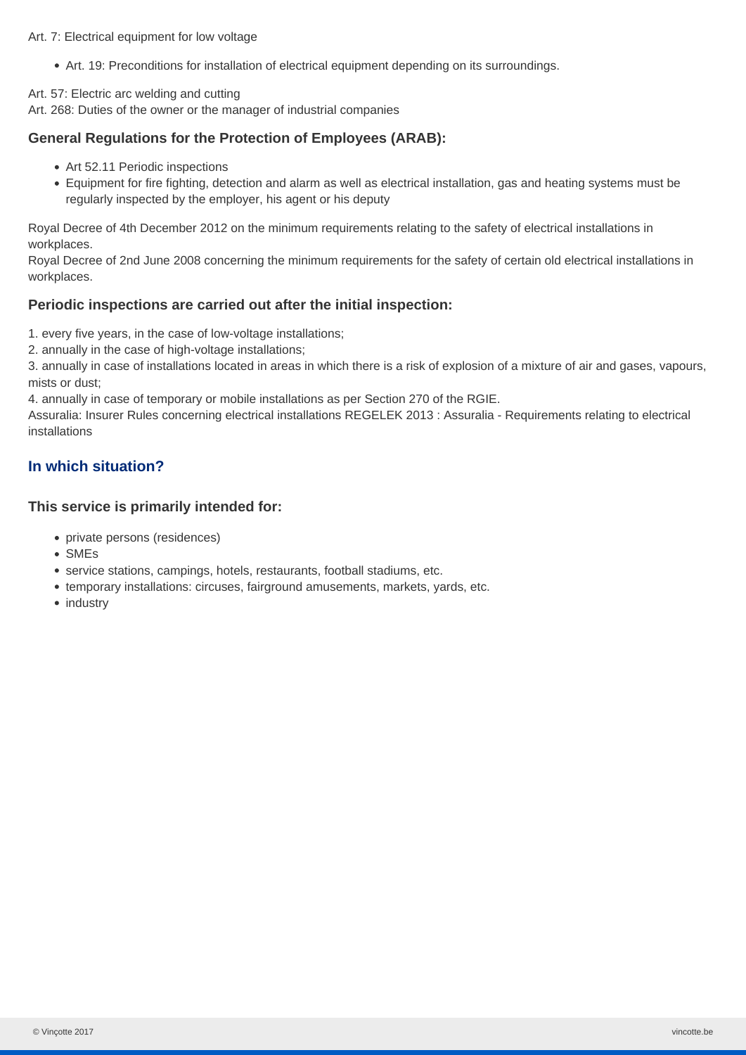Art. 7: Electrical equipment for low voltage

- Art. 19: Preconditions for installation of electrical equipment depending on its surroundings.

Art. 57: Electric arc welding and cutting
Art. 268: Duties of the owner or the manager of industrial companies

### General Regulations for the Protection of Employees (ARAB):

- Art 52.11 Periodic inspections
- Equipment for fire fighting, detection and alarm as well as electrical installation, gas and heating systems must be regularly inspected by the employer, his agent or his deputy

Royal Decree of 4th December 2012 on the minimum requirements relating to the safety of electrical installations in workplaces.
Royal Decree of 2nd June 2008 concerning the minimum requirements for the safety of certain old electrical installations in workplaces.

### Periodic inspections are carried out after the initial inspection:

1. every five years, in the case of low-voltage installations;
2. annually in the case of high-voltage installations;
3. annually in case of installations located in areas in which there is a risk of explosion of a mixture of air and gases, vapours, mists or dust;
4. annually in case of temporary or mobile installations as per Section 270 of the RGIE.

Assuralia: Insurer Rules concerning electrical installations REGELEK 2013 : Assuralia - Requirements relating to electrical installations

## In which situation?

### This service is primarily intended for:

- private persons (residences)
- SMEs
- service stations, campings, hotels, restaurants, football stadiums, etc.
- temporary installations: circuses, fairground amusements, markets, yards, etc.
- industry